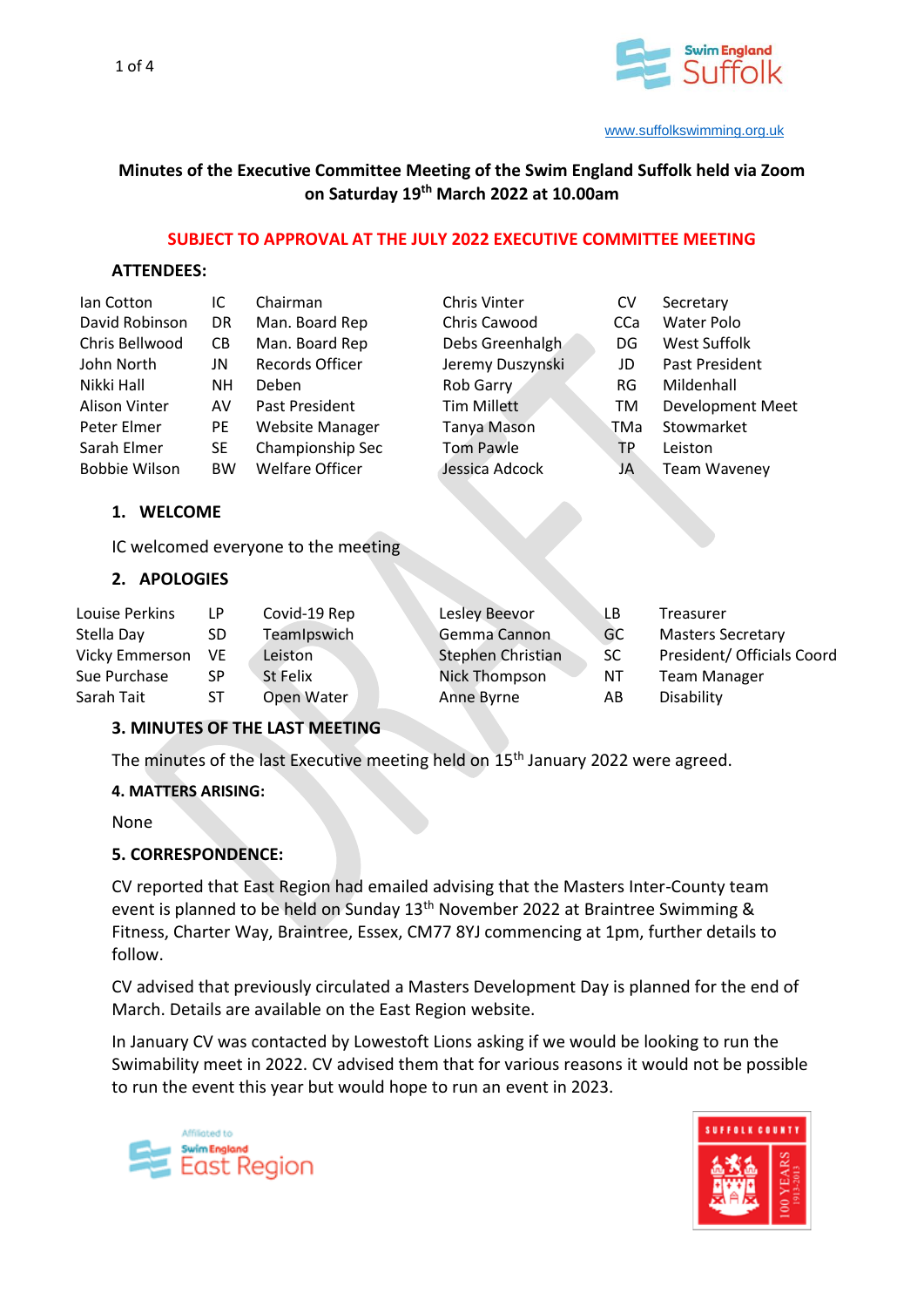www.suffolkswimming.org.uk

**Minutes of the Executive Committee Meeting of the Swim England Suffolk held via Zoom on Saturday 19th March 2022 at 10.00am**

**SUBJECT TO APPROVAL AT THE JULY 2022 EXECUTIVE COMMITTEE MEETING**

**ATTENDEES:**

| | | | | | |
|---|---|---|---|---|---|
| Ian Cotton | IC | Chairman | Chris Vinter | CV | Secretary |
| David Robinson | DR | Man. Board Rep | Chris Cawood | CCa | Water Polo |
| Chris Bellwood | CB | Man. Board Rep | Debs Greenhalgh | DG | West Suffolk |
| John North | JN | Records Officer | Jeremy Duszynski | JD | Past President |
| Nikki Hall | NH | Deben | Rob Garry | RG | Mildenhall |
| Alison Vinter | AV | Past President | Tim Millett | TM | Development Meet |
| Peter Elmer | PE | Website Manager | Tanya Mason | TMa | Stowmarket |
| Sarah Elmer | SE | Championship Sec | Tom Pawle | TP | Leiston |
| Bobbie Wilson | BW | Welfare Officer | Jessica Adcock | JA | Team Waveney |

## 1. WELCOME

IC welcomed everyone to the meeting

## 2. APOLOGIES

| | | | | | |
|---|---|---|---|---|---|
| Louise Perkins | LP | Covid-19 Rep | Lesley Beevor | LB | Treasurer |
| Stella Day | SD | TeamIpswich | Gemma Cannon | GC | Masters Secretary |
| Vicky Emmerson | VE | Leiston | Stephen Christian | SC | President/ Officials Coord |
| Sue Purchase | SP | St Felix | Nick Thompson | NT | Team Manager |
| Sarah Tait | ST | Open Water | Anne Byrne | AB | Disability |

## 3. MINUTES OF THE LAST MEETING

The minutes of the last Executive meeting held on 15th January 2022 were agreed.

## 4. MATTERS ARISING:

None

## 5. CORRESPONDENCE:

CV reported that East Region had emailed advising that the Masters Inter-County team event is planned to be held on Sunday 13th November 2022 at Braintree Swimming & Fitness, Charter Way, Braintree, Essex, CM77 8YJ commencing at 1pm, further details to follow.

CV advised that previously circulated a Masters Development Day is planned for the end of March. Details are available on the East Region website.

In January CV was contacted by Lowestoft Lions asking if we would be looking to run the Swimability meet in 2022. CV advised them that for various reasons it would not be possible to run the event this year but would hope to run an event in 2023.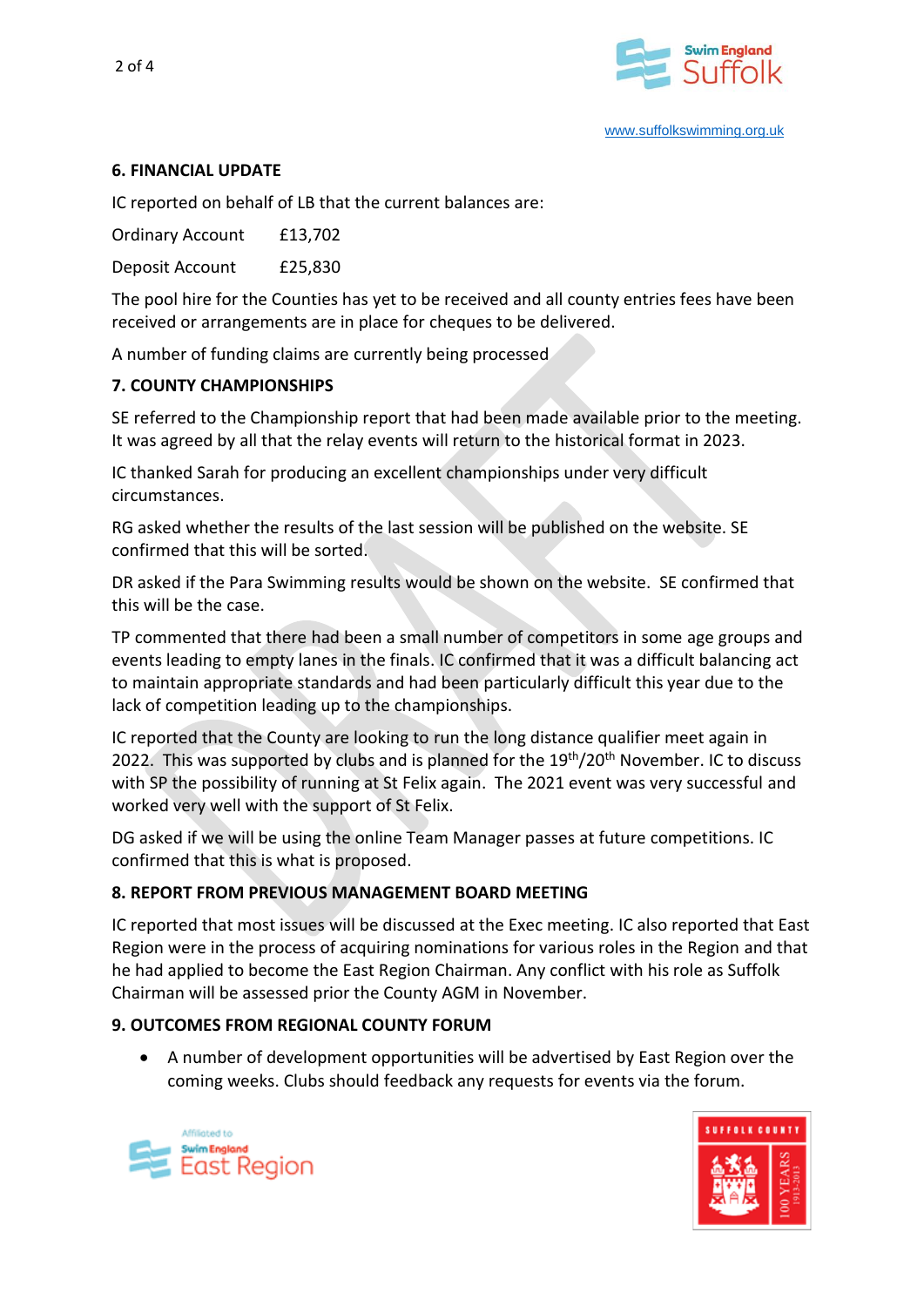## 6. FINANCIAL UPDATE

IC reported on behalf of LB that the current balances are:

Ordinary Account £13,702

Deposit Account £25,830

The pool hire for the Counties has yet to be received and all county entries fees have been received or arrangements are in place for cheques to be delivered.

A number of funding claims are currently being processed

## 7. COUNTY CHAMPIONSHIPS

SE referred to the Championship report that had been made available prior to the meeting. It was agreed by all that the relay events will return to the historical format in 2023.

IC thanked Sarah for producing an excellent championships under very difficult circumstances.

RG asked whether the results of the last session will be published on the website. SE confirmed that this will be sorted.

DR asked if the Para Swimming results would be shown on the website. SE confirmed that this will be the case.

TP commented that there had been a small number of competitors in some age groups and events leading to empty lanes in the finals. IC confirmed that it was a difficult balancing act to maintain appropriate standards and had been particularly difficult this year due to the lack of competition leading up to the championships.

IC reported that the County are looking to run the long distance qualifier meet again in 2022. This was supported by clubs and is planned for the 19th/20th November. IC to discuss with SP the possibility of running at St Felix again. The 2021 event was very successful and worked very well with the support of St Felix.

DG asked if we will be using the online Team Manager passes at future competitions. IC confirmed that this is what is proposed.

## 8. REPORT FROM PREVIOUS MANAGEMENT BOARD MEETING

IC reported that most issues will be discussed at the Exec meeting. IC also reported that East Region were in the process of acquiring nominations for various roles in the Region and that he had applied to become the East Region Chairman. Any conflict with his role as Suffolk Chairman will be assessed prior the County AGM in November.

## 9. OUTCOMES FROM REGIONAL COUNTY FORUM

- A number of development opportunities will be advertised by East Region over the coming weeks. Clubs should feedback any requests for events via the forum.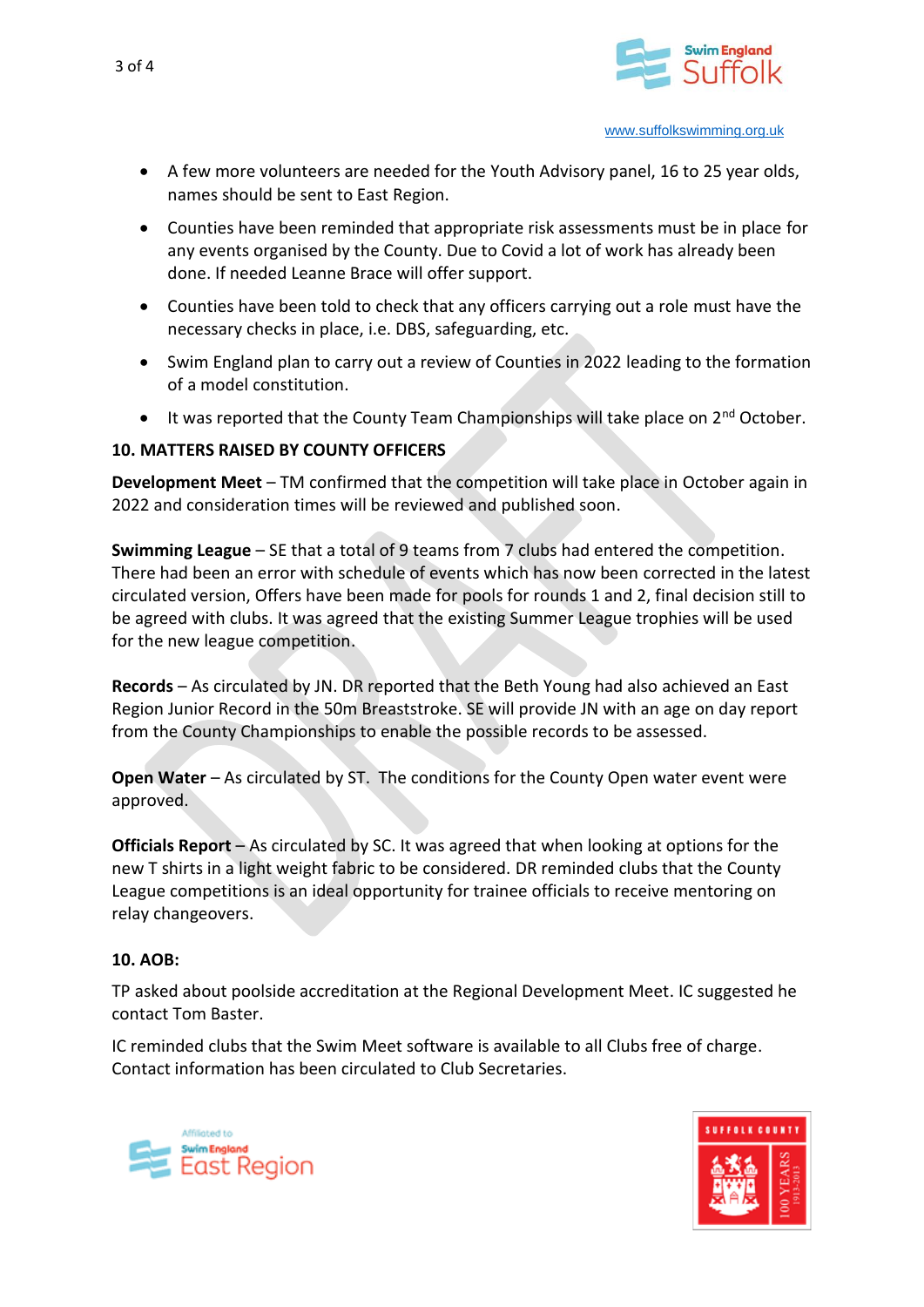- A few more volunteers are needed for the Youth Advisory panel, 16 to 25 year olds, names should be sent to East Region.
- Counties have been reminded that appropriate risk assessments must be in place for any events organised by the County. Due to Covid a lot of work has already been done. If needed Leanne Brace will offer support.
- Counties have been told to check that any officers carrying out a role must have the necessary checks in place, i.e. DBS, safeguarding, etc.
- Swim England plan to carry out a review of Counties in 2022 leading to the formation of a model constitution.
- It was reported that the County Team Championships will take place on 2nd October.

**10. MATTERS RAISED BY COUNTY OFFICERS**

**Development Meet** – TM confirmed that the competition will take place in October again in 2022 and consideration times will be reviewed and published soon.

**Swimming League** – SE that a total of 9 teams from 7 clubs had entered the competition. There had been an error with schedule of events which has now been corrected in the latest circulated version, Offers have been made for pools for rounds 1 and 2, final decision still to be agreed with clubs. It was agreed that the existing Summer League trophies will be used for the new league competition.

**Records** – As circulated by JN. DR reported that the Beth Young had also achieved an East Region Junior Record in the 50m Breaststroke. SE will provide JN with an age on day report from the County Championships to enable the possible records to be assessed.

**Open Water** – As circulated by ST. The conditions for the County Open water event were approved.

**Officials Report** – As circulated by SC. It was agreed that when looking at options for the new T shirts in a light weight fabric to be considered. DR reminded clubs that the County League competitions is an ideal opportunity for trainee officials to receive mentoring on relay changeovers.

**10. AOB:**

TP asked about poolside accreditation at the Regional Development Meet. IC suggested he contact Tom Baster.

IC reminded clubs that the Swim Meet software is available to all Clubs free of charge. Contact information has been circulated to Club Secretaries.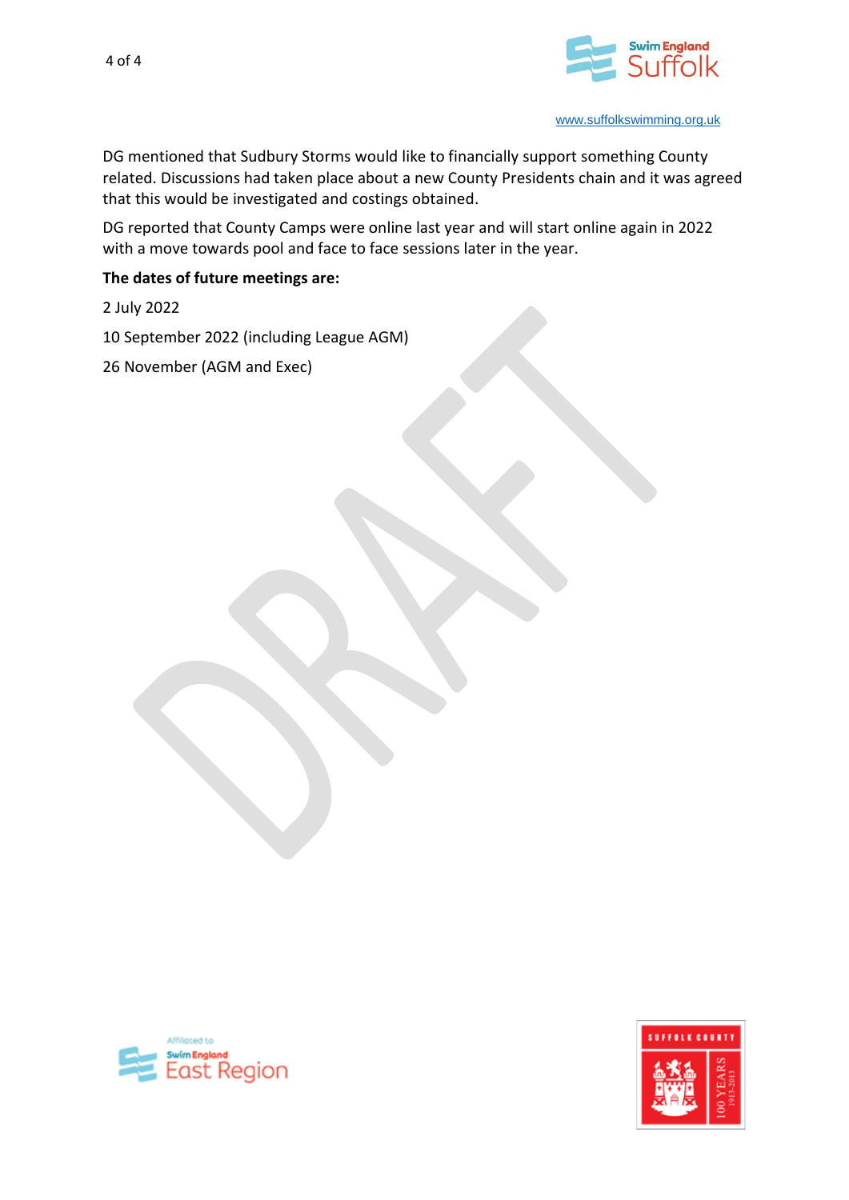DG mentioned that Sudbury Storms would like to financially support something County related. Discussions had taken place about a new County Presidents chain and it was agreed that this would be investigated and costings obtained.

DG reported that County Camps were online last year and will start online again in 2022 with a move towards pool and face to face sessions later in the year.

**The dates of future meetings are:**

2 July 2022

10 September 2022 (including League AGM)

26 November (AGM and Exec)